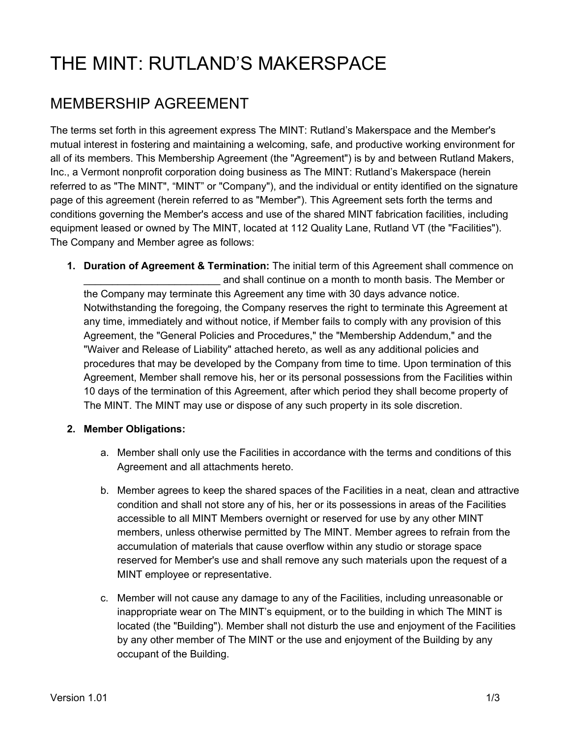# THE MINT: RUTLAND’S MAKERSPACE

## MEMBERSHIP AGREEMENT

The terms set forth in this agreement express The MINT: Rutland’s Makerspace and the Member's mutual interest in fostering and maintaining a welcoming, safe, and productive working environment for all of its members. This Membership Agreement (the "Agreement") is by and between Rutland Makers, Inc., a Vermont nonprofit corporation doing business as The MINT: Rutland’s Makerspace (herein referred to as "The MINT", “MINT” or "Company"), and the individual or entity identified on the signature page of this agreement (herein referred to as "Member"). This Agreement sets forth the terms and conditions governing the Member's access and use of the shared MINT fabrication facilities, including equipment leased or owned by The MINT, located at 112 Quality Lane, Rutland VT (the "Facilities"). The Company and Member agree as follows:

1. **Duration of Agreement & Termination:** The initial term of this Agreement shall commence on ________________________ and shall continue on a month to month basis. The Member or the Company may terminate this Agreement any time with 30 days advance notice. Notwithstanding the foregoing, the Company reserves the right to terminate this Agreement at any time, immediately and without notice, if Member fails to comply with any provision of this Agreement, the "General Policies and Procedures," the "Membership Addendum," and the "Waiver and Release of Liability" attached hereto, as well as any additional policies and procedures that may be developed by the Company from time to time. Upon termination of this Agreement, Member shall remove his, her or its personal possessions from the Facilities within 10 days of the termination of this Agreement, after which period they shall become property of The MINT. The MINT may use or dispose of any such property in its sole discretion.

2. **Member Obligations:**

    a. Member shall only use the Facilities in accordance with the terms and conditions of this Agreement and all attachments hereto.

    b. Member agrees to keep the shared spaces of the Facilities in a neat, clean and attractive condition and shall not store any of his, her or its possessions in areas of the Facilities accessible to all MINT Members overnight or reserved for use by any other MINT members, unless otherwise permitted by The MINT. Member agrees to refrain from the accumulation of materials that cause overflow within any studio or storage space reserved for Member's use and shall remove any such materials upon the request of a MINT employee or representative.

    c. Member will not cause any damage to any of the Facilities, including unreasonable or inappropriate wear on The MINT’s equipment, or to the building in which The MINT is located (the "Building"). Member shall not disturb the use and enjoyment of the Facilities by any other member of The MINT or the use and enjoyment of the Building by any occupant of the Building.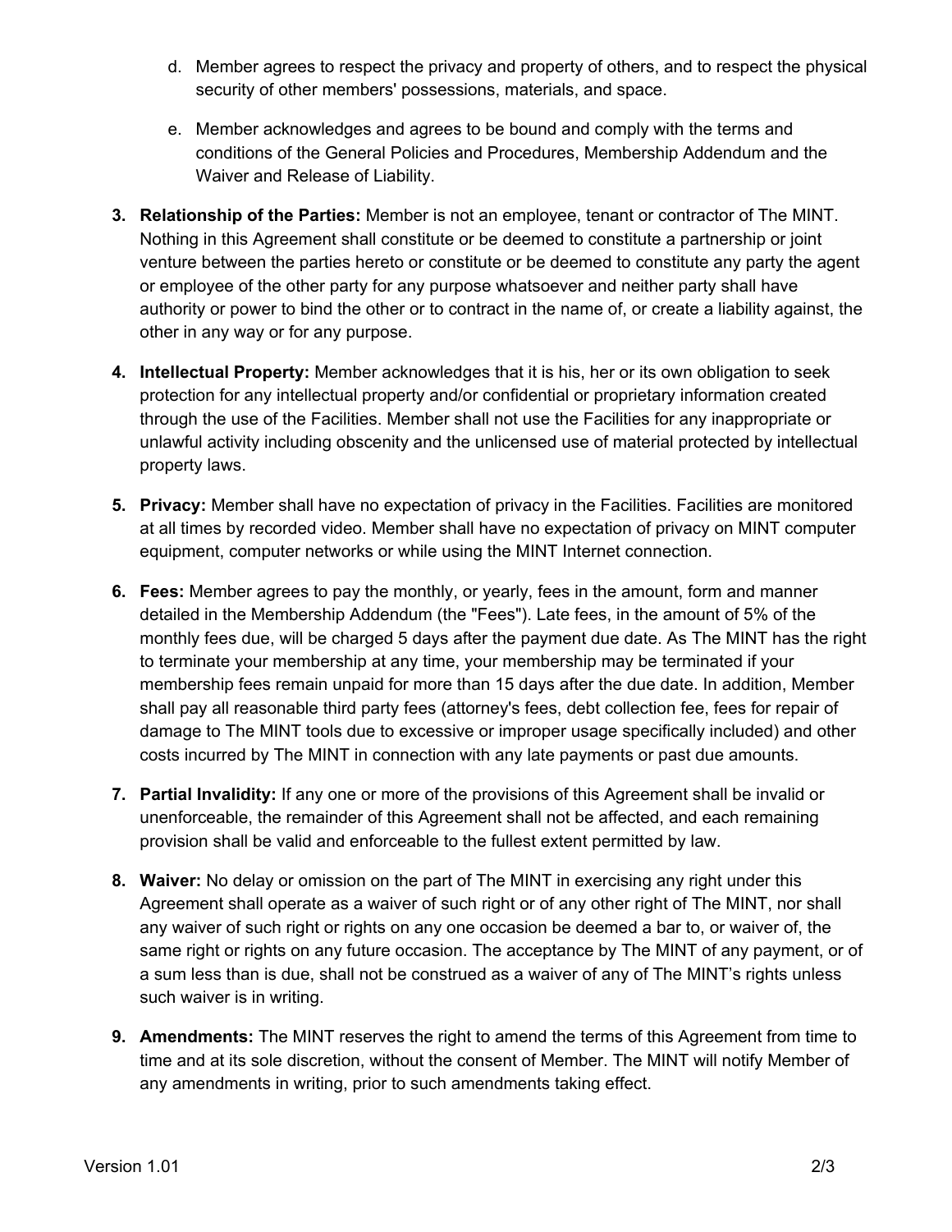d. Member agrees to respect the privacy and property of others, and to respect the physical security of other members' possessions, materials, and space.

   e. Member acknowledges and agrees to be bound and comply with the terms and conditions of the General Policies and Procedures, Membership Addendum and the Waiver and Release of Liability.

3. **Relationship of the Parties:** Member is not an employee, tenant or contractor of The MINT. Nothing in this Agreement shall constitute or be deemed to constitute a partnership or joint venture between the parties hereto or constitute or be deemed to constitute any party the agent or employee of the other party for any purpose whatsoever and neither party shall have authority or power to bind the other or to contract in the name of, or create a liability against, the other in any way or for any purpose.

4. **Intellectual Property:** Member acknowledges that it is his, her or its own obligation to seek protection for any intellectual property and/or confidential or proprietary information created through the use of the Facilities. Member shall not use the Facilities for any inappropriate or unlawful activity including obscenity and the unlicensed use of material protected by intellectual property laws.

5. **Privacy:** Member shall have no expectation of privacy in the Facilities. Facilities are monitored at all times by recorded video. Member shall have no expectation of privacy on MINT computer equipment, computer networks or while using the MINT Internet connection.

6. **Fees:** Member agrees to pay the monthly, or yearly, fees in the amount, form and manner detailed in the Membership Addendum (the "Fees"). Late fees, in the amount of 5% of the monthly fees due, will be charged 5 days after the payment due date. As The MINT has the right to terminate your membership at any time, your membership may be terminated if your membership fees remain unpaid for more than 15 days after the due date. In addition, Member shall pay all reasonable third party fees (attorney's fees, debt collection fee, fees for repair of damage to The MINT tools due to excessive or improper usage specifically included) and other costs incurred by The MINT in connection with any late payments or past due amounts.

7. **Partial Invalidity:** If any one or more of the provisions of this Agreement shall be invalid or unenforceable, the remainder of this Agreement shall not be affected, and each remaining provision shall be valid and enforceable to the fullest extent permitted by law.

8. **Waiver:** No delay or omission on the part of The MINT in exercising any right under this Agreement shall operate as a waiver of such right or of any other right of The MINT, nor shall any waiver of such right or rights on any one occasion be deemed a bar to, or waiver of, the same right or rights on any future occasion. The acceptance by The MINT of any payment, or of a sum less than is due, shall not be construed as a waiver of any of The MINT's rights unless such waiver is in writing.

9. **Amendments:** The MINT reserves the right to amend the terms of this Agreement from time to time and at its sole discretion, without the consent of Member. The MINT will notify Member of any amendments in writing, prior to such amendments taking effect.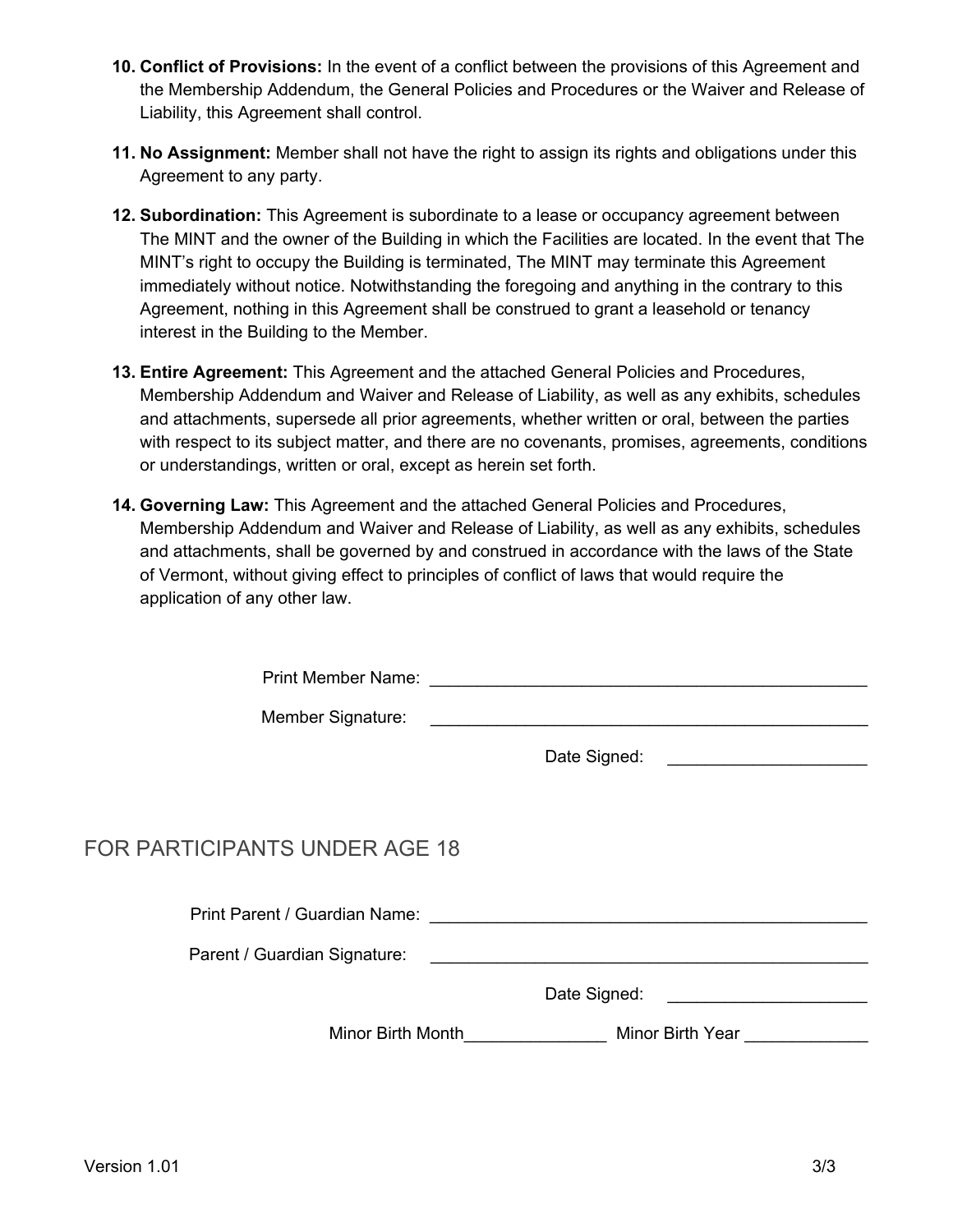10. **Conflict of Provisions:** In the event of a conflict between the provisions of this Agreement and the Membership Addendum, the General Policies and Procedures or the Waiver and Release of Liability, this Agreement shall control.

11. **No Assignment:** Member shall not have the right to assign its rights and obligations under this Agreement to any party.

12. **Subordination:** This Agreement is subordinate to a lease or occupancy agreement between The MINT and the owner of the Building in which the Facilities are located. In the event that The MINT's right to occupy the Building is terminated, The MINT may terminate this Agreement immediately without notice. Notwithstanding the foregoing and anything in the contrary to this Agreement, nothing in this Agreement shall be construed to grant a leasehold or tenancy interest in the Building to the Member.

13. **Entire Agreement:** This Agreement and the attached General Policies and Procedures, Membership Addendum and Waiver and Release of Liability, as well as any exhibits, schedules and attachments, supersede all prior agreements, whether written or oral, between the parties with respect to its subject matter, and there are no covenants, promises, agreements, conditions or understandings, written or oral, except as herein set forth.

14. **Governing Law:** This Agreement and the attached General Policies and Procedures, Membership Addendum and Waiver and Release of Liability, as well as any exhibits, schedules and attachments, shall be governed by and construed in accordance with the laws of the State of Vermont, without giving effect to principles of conflict of laws that would require the application of any other law.

Print Member Name: ________________________________________________

Member Signature: ________________________________________________

Date Signed: ____________________

## FOR PARTICIPANTS UNDER AGE 18

Print Parent / Guardian Name: ________________________________________________

Parent / Guardian Signature: ________________________________________________

Date Signed: ____________________

Minor Birth Month_______________ Minor Birth Year _____________

Version 1.01